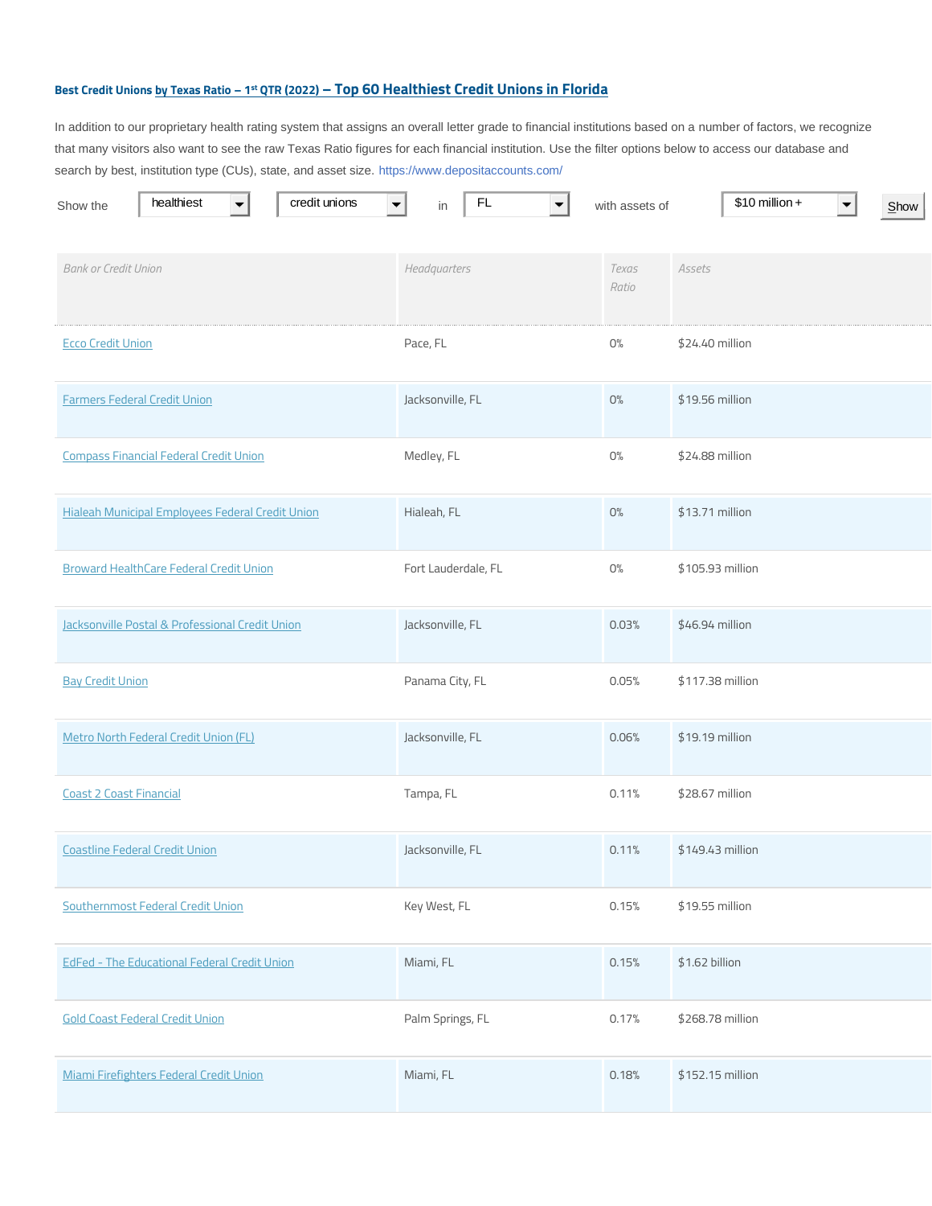### Best Credit Unions by Texas Ratio – 1st QTR (2022) – Top 60 Healthiest Credit Unions in Florida

In addition to our proprietary health rating system that assigns an overall letter grade to financial institutions based on a number of factors, we recognize that many visitors also want to see the raw Texas Ratio figures for each financial institution. Use the filter options below to access our database and search by best, institution type (CUs), state, and asset size. https://www.depositaccounts.com/

Show the healthiest credit unions in FL with assets of $10 million + Show

| Bank or Credit Union | Headquarters | Texas Ratio | Assets |
|---|---|---|---|
| Ecco Credit Union | Pace, FL | 0% | $24.40 million |
| Farmers Federal Credit Union | Jacksonville, FL | 0% | $19.56 million |
| Compass Financial Federal Credit Union | Medley, FL | 0% | $24.88 million |
| Hialeah Municipal Employees Federal Credit Union | Hialeah, FL | 0% | $13.71 million |
| Broward HealthCare Federal Credit Union | Fort Lauderdale, FL | 0% | $105.93 million |
| Jacksonville Postal & Professional Credit Union | Jacksonville, FL | 0.03% | $46.94 million |
| Bay Credit Union | Panama City, FL | 0.05% | $117.38 million |
| Metro North Federal Credit Union (FL) | Jacksonville, FL | 0.06% | $19.19 million |
| Coast 2 Coast Financial | Tampa, FL | 0.11% | $28.67 million |
| Coastline Federal Credit Union | Jacksonville, FL | 0.11% | $149.43 million |
| Southernmost Federal Credit Union | Key West, FL | 0.15% | $19.55 million |
| EdFed - The Educational Federal Credit Union | Miami, FL | 0.15% | $1.62 billion |
| Gold Coast Federal Credit Union | Palm Springs, FL | 0.17% | $268.78 million |
| Miami Firefighters Federal Credit Union | Miami, FL | 0.18% | $152.15 million |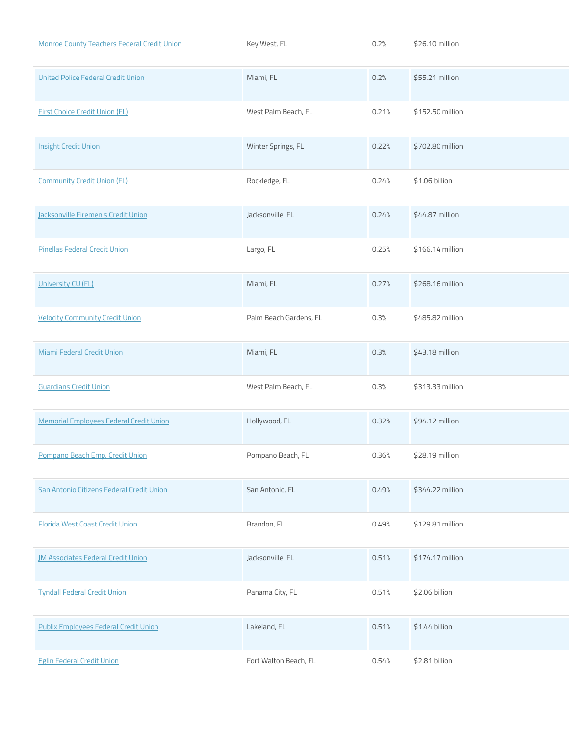| | | | |
|---|---|---|---|
| Monroe County Teachers Federal Credit Union | Key West, FL | 0.2% | $26.10 million |
| United Police Federal Credit Union | Miami, FL | 0.2% | $55.21 million |
| First Choice Credit Union (FL) | West Palm Beach, FL | 0.21% | $152.50 million |
| Insight Credit Union | Winter Springs, FL | 0.22% | $702.80 million |
| Community Credit Union (FL) | Rockledge, FL | 0.24% | $1.06 billion |
| Jacksonville Firemen's Credit Union | Jacksonville, FL | 0.24% | $44.87 million |
| Pinellas Federal Credit Union | Largo, FL | 0.25% | $166.14 million |
| University CU (FL) | Miami, FL | 0.27% | $268.16 million |
| Velocity Community Credit Union | Palm Beach Gardens, FL | 0.3% | $485.82 million |
| Miami Federal Credit Union | Miami, FL | 0.3% | $43.18 million |
| Guardians Credit Union | West Palm Beach, FL | 0.3% | $313.33 million |
| Memorial Employees Federal Credit Union | Hollywood, FL | 0.32% | $94.12 million |
| Pompano Beach Emp. Credit Union | Pompano Beach, FL | 0.36% | $28.19 million |
| San Antonio Citizens Federal Credit Union | San Antonio, FL | 0.49% | $344.22 million |
| Florida West Coast Credit Union | Brandon, FL | 0.49% | $129.81 million |
| JM Associates Federal Credit Union | Jacksonville, FL | 0.51% | $174.17 million |
| Tyndall Federal Credit Union | Panama City, FL | 0.51% | $2.06 billion |
| Publix Employees Federal Credit Union | Lakeland, FL | 0.51% | $1.44 billion |
| Eglin Federal Credit Union | Fort Walton Beach, FL | 0.54% | $2.81 billion |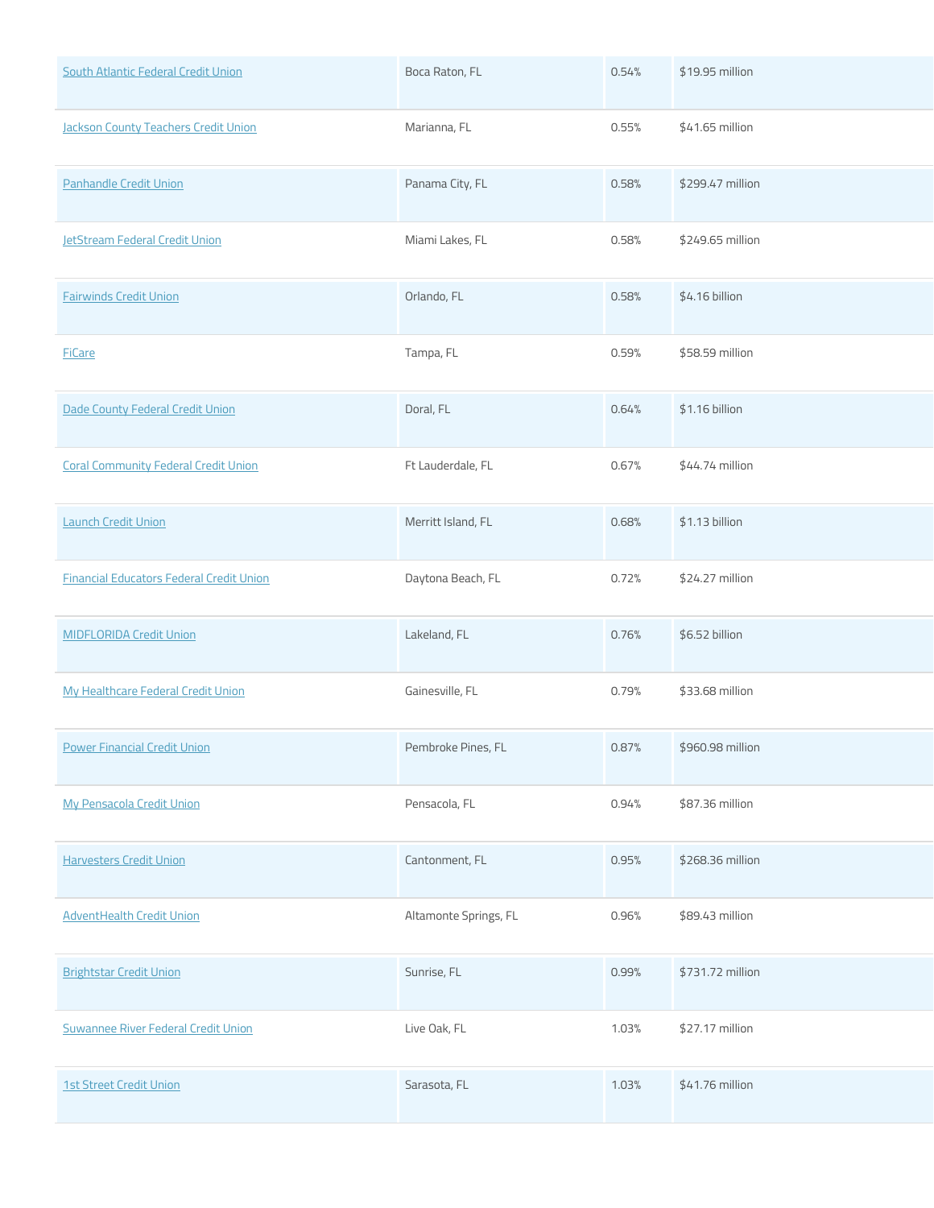| | | | |
|---|---|---|---|
| South Atlantic Federal Credit Union | Boca Raton, FL | 0.54% | $19.95 million |
| Jackson County Teachers Credit Union | Marianna, FL | 0.55% | $41.65 million |
| Panhandle Credit Union | Panama City, FL | 0.58% | $299.47 million |
| JetStream Federal Credit Union | Miami Lakes, FL | 0.58% | $249.65 million |
| Fairwinds Credit Union | Orlando, FL | 0.58% | $4.16 billion |
| FiCare | Tampa, FL | 0.59% | $58.59 million |
| Dade County Federal Credit Union | Doral, FL | 0.64% | $1.16 billion |
| Coral Community Federal Credit Union | Ft Lauderdale, FL | 0.67% | $44.74 million |
| Launch Credit Union | Merritt Island, FL | 0.68% | $1.13 billion |
| Financial Educators Federal Credit Union | Daytona Beach, FL | 0.72% | $24.27 million |
| MIDFLORIDA Credit Union | Lakeland, FL | 0.76% | $6.52 billion |
| My Healthcare Federal Credit Union | Gainesville, FL | 0.79% | $33.68 million |
| Power Financial Credit Union | Pembroke Pines, FL | 0.87% | $960.98 million |
| My Pensacola Credit Union | Pensacola, FL | 0.94% | $87.36 million |
| Harvesters Credit Union | Cantonment, FL | 0.95% | $268.36 million |
| AdventHealth Credit Union | Altamonte Springs, FL | 0.96% | $89.43 million |
| Brightstar Credit Union | Sunrise, FL | 0.99% | $731.72 million |
| Suwannee River Federal Credit Union | Live Oak, FL | 1.03% | $27.17 million |
| 1st Street Credit Union | Sarasota, FL | 1.03% | $41.76 million |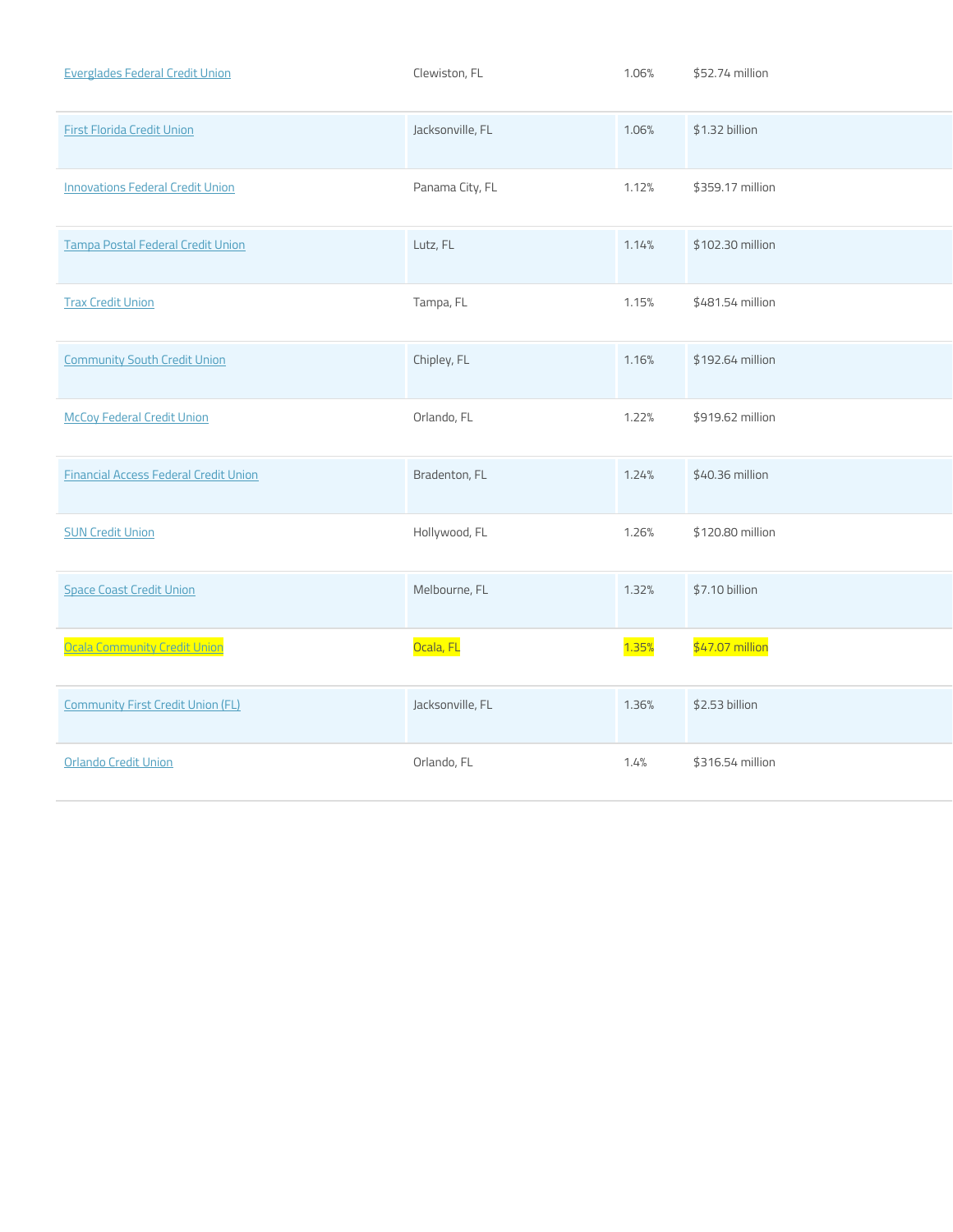| | | | |
|---|---|---|---|
| Everglades Federal Credit Union | Clewiston, FL | 1.06% | $52.74 million |
| First Florida Credit Union | Jacksonville, FL | 1.06% | $1.32 billion |
| Innovations Federal Credit Union | Panama City, FL | 1.12% | $359.17 million |
| Tampa Postal Federal Credit Union | Lutz, FL | 1.14% | $102.30 million |
| Trax Credit Union | Tampa, FL | 1.15% | $481.54 million |
| Community South Credit Union | Chipley, FL | 1.16% | $192.64 million |
| McCoy Federal Credit Union | Orlando, FL | 1.22% | $919.62 million |
| Financial Access Federal Credit Union | Bradenton, FL | 1.24% | $40.36 million |
| SUN Credit Union | Hollywood, FL | 1.26% | $120.80 million |
| Space Coast Credit Union | Melbourne, FL | 1.32% | $7.10 billion |
| Ocala Community Credit Union | Ocala, FL | 1.35% | $47.07 million |
| Community First Credit Union (FL) | Jacksonville, FL | 1.36% | $2.53 billion |
| Orlando Credit Union | Orlando, FL | 1.4% | $316.54 million |